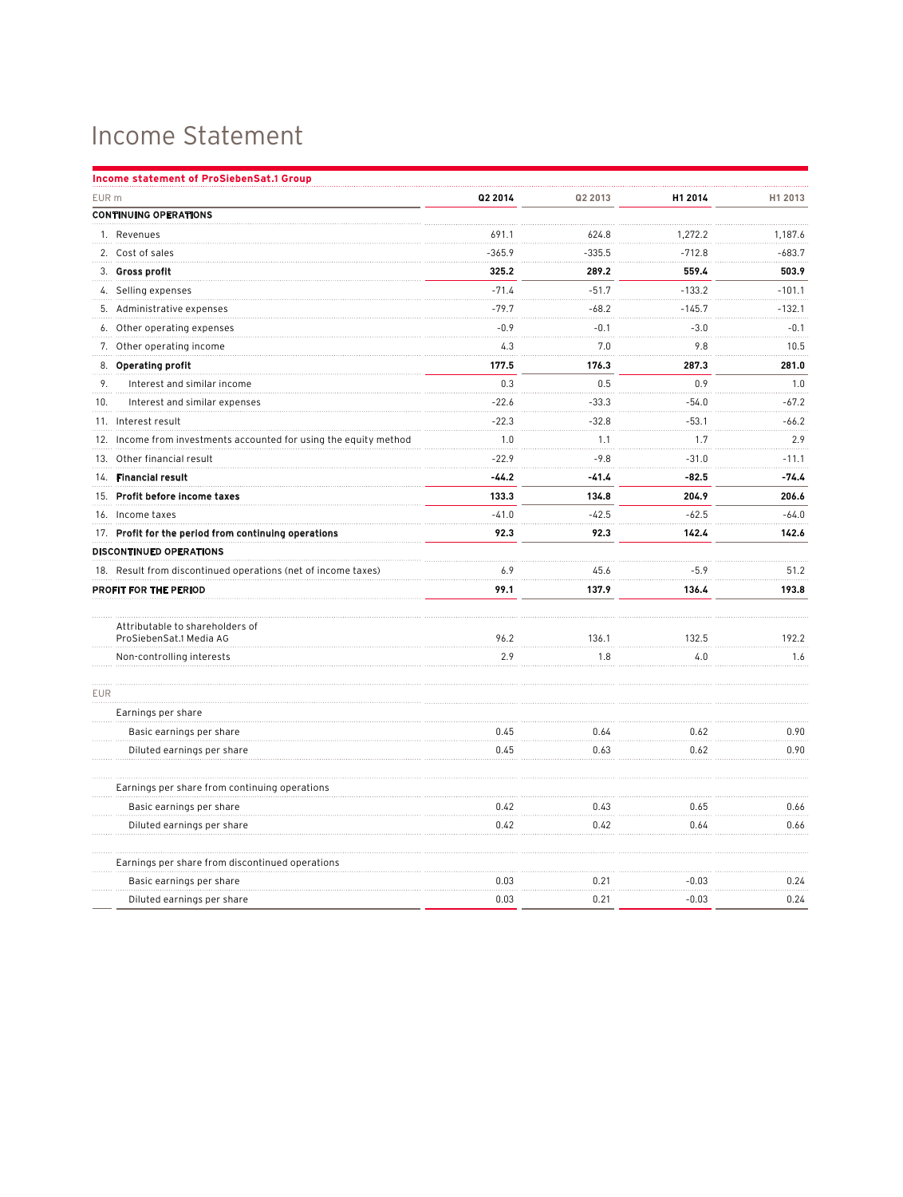# Income Statement

**Income statement of ProSiebenSat.1 Group**

| EUR m | Q2 2014 | Q2 2013 | H1 2014 | H1 2013 |
|---|---|---|---|---|
| **CONTINUING OPERATIONS** | | | | |
| 1. Revenues | 691.1 | 624.8 | 1,272.2 | 1,187.6 |
| 2. Cost of sales | -365.9 | -335.5 | -712.8 | -683.7 |
| 3. **Gross profit** | **325.2** | **289.2** | **559.4** | **503.9** |
| 4. Selling expenses | -71.4 | -51.7 | -133.2 | -101.1 |
| 5. Administrative expenses | -79.7 | -68.2 | -145.7 | -132.1 |
| 6. Other operating expenses | -0.9 | -0.1 | -3.0 | -0.1 |
| 7. Other operating income | 4.3 | 7.0 | 9.8 | 10.5 |
| 8. **Operating profit** | **177.5** | **176.3** | **287.3** | **281.0** |
| 9. Interest and similar income | 0.3 | 0.5 | 0.9 | 1.0 |
| 10. Interest and similar expenses | -22.6 | -33.3 | -54.0 | -67.2 |
| 11. Interest result | -22.3 | -32.8 | -53.1 | -66.2 |
| 12. Income from investments accounted for using the equity method | 1.0 | 1.1 | 1.7 | 2.9 |
| 13. Other financial result | -22.9 | -9.8 | -31.0 | -11.1 |
| 14. **Financial result** | **-44.2** | **-41.4** | **-82.5** | **-74.4** |
| 15. **Profit before income taxes** | **133.3** | **134.8** | **204.9** | **206.6** |
| 16. Income taxes | -41.0 | -42.5 | -62.5 | -64.0 |
| 17. **Profit for the period from continuing operations** | **92.3** | **92.3** | **142.4** | **142.6** |
| **DISCONTINUED OPERATIONS** | | | | |
| 18. Result from discontinued operations (net of income taxes) | 6.9 | 45.6 | -5.9 | 51.2 |
| **PROFIT FOR THE PERIOD** | **99.1** | **137.9** | **136.4** | **193.8** |
| | | | | |
| Attributable to shareholders of ProSiebenSat.1 Media AG | 96.2 | 136.1 | 132.5 | 192.2 |
| Non-controlling interests | 2.9 | 1.8 | 4.0 | 1.6 |
| | | | | |
| EUR | | | | |
| Earnings per share | | | | |
| Basic earnings per share | 0.45 | 0.64 | 0.62 | 0.90 |
| Diluted earnings per share | 0.45 | 0.63 | 0.62 | 0.90 |
| | | | | |
| Earnings per share from continuing operations | | | | |
| Basic earnings per share | 0.42 | 0.43 | 0.65 | 0.66 |
| Diluted earnings per share | 0.42 | 0.42 | 0.64 | 0.66 |
| | | | | |
| Earnings per share from discontinued operations | | | | |
| Basic earnings per share | 0.03 | 0.21 | -0.03 | 0.24 |
| Diluted earnings per share | 0.03 | 0.21 | -0.03 | 0.24 |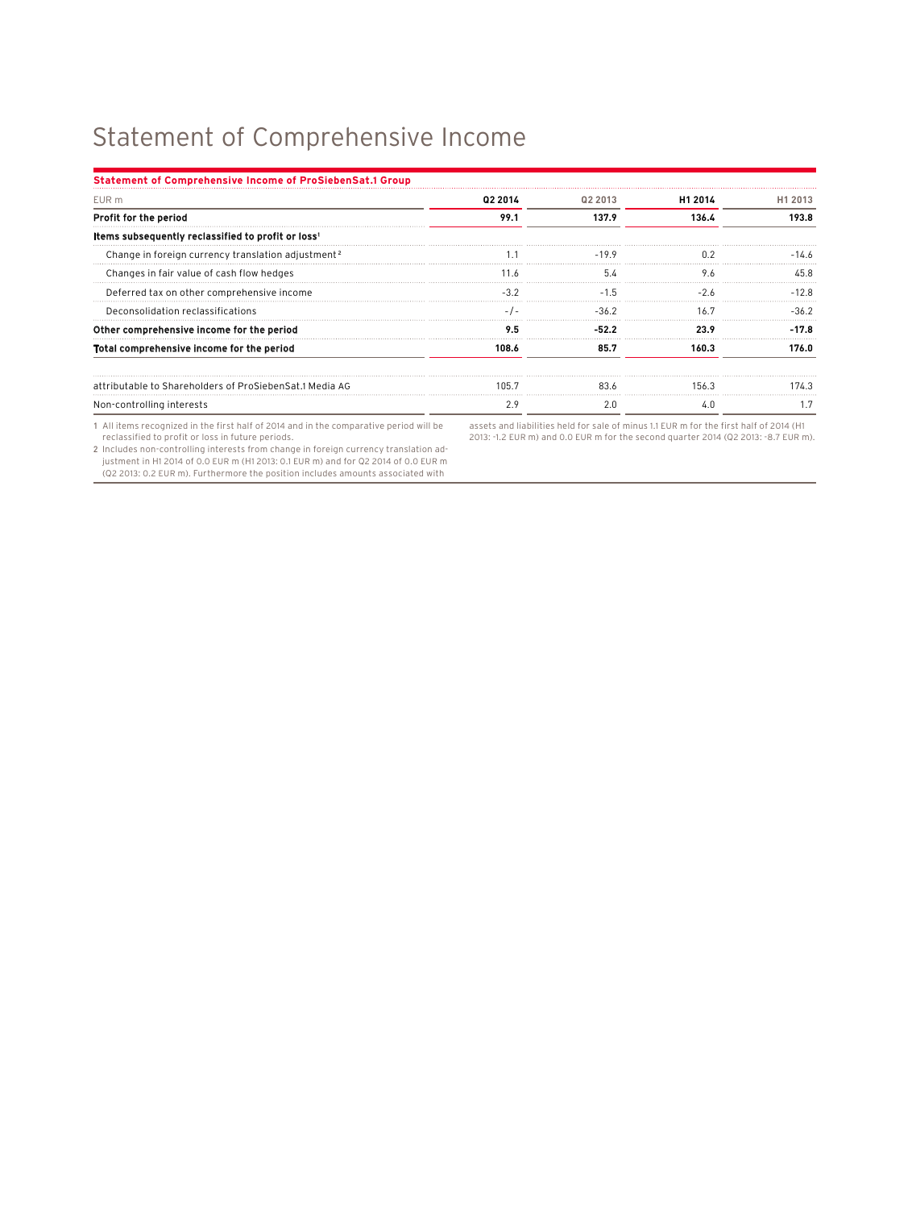# Statement of Comprehensive Income

**Statement of Comprehensive Income of ProSiebenSat.1 Group**

| EUR m | Q2 2014 | Q2 2013 | H1 2014 | H1 2013 |
|---|---|---|---|---|
| **Profit for the period** | **99.1** | **137.9** | **136.4** | **193.8** |
| **Items subsequently reclassified to profit or loss[1]** | | | | |
| Change in foreign currency translation adjustment[2] | 1.1 | -19.9 | 0.2 | -14.6 |
| Changes in fair value of cash flow hedges | 11.6 | 5.4 | 9.6 | 45.8 |
| Deferred tax on other comprehensive income | -3.2 | -1.5 | -2.6 | -12.8 |
| Deconsolidation reclassifications | -/- | -36.2 | 16.7 | -36.2 |
| **Other comprehensive income for the period** | **9.5** | **-52.2** | **23.9** | **-17.8** |
| **Total comprehensive income for the period** | **108.6** | **85.7** | **160.3** | **176.0** |
| | | | | |
| attributable to Shareholders of ProSiebenSat.1 Media AG | 105.7 | 83.6 | 156.3 | 174.3 |
| Non-controlling interests | 2.9 | 2.0 | 4.0 | 1.7 |

1 All items recognized in the first half of 2014 and in the comparative period will be reclassified to profit or loss in future periods.

2 Includes non-controlling interests from change in foreign currency translation adjustment in H1 2014 of 0.0 EUR m (H1 2013: 0.1 EUR m) and for Q2 2014 of 0.0 EUR m (Q2 2013: 0.2 EUR m). Furthermore the position includes amounts associated with assets and liabilities held for sale of minus 1.1 EUR m for the first half of 2014 (H1 2013: -1.2 EUR m) and 0.0 EUR m for the second quarter 2014 (Q2 2013: -8.7 EUR m).